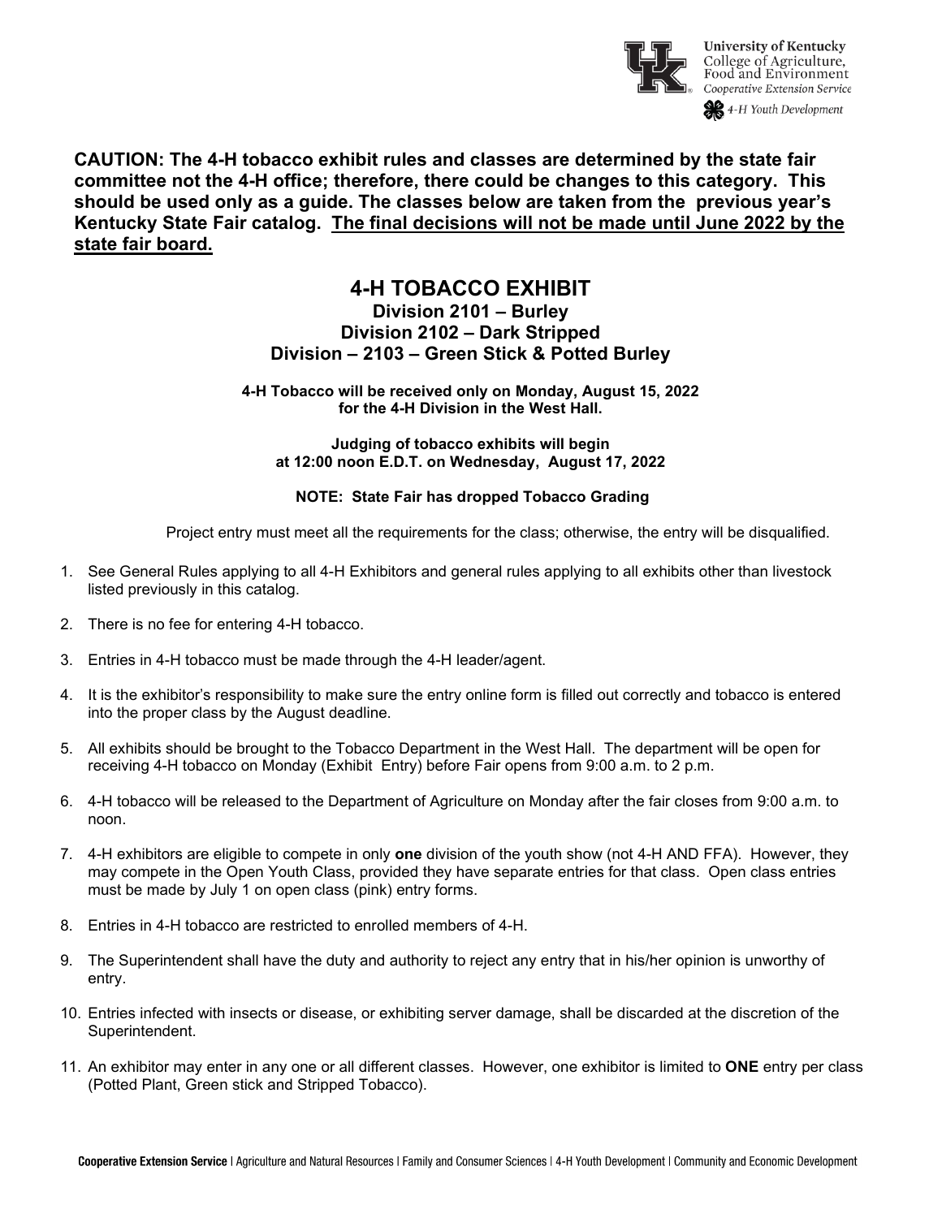University of Kentucky
College of Agriculture, Food and Environment
*Cooperative Extension Service*
*4-H Youth Development*

**CAUTION: The 4-H tobacco exhibit rules and classes are determined by the state fair committee not the 4-H office; therefore, there could be changes to this category. This should be used only as a guide. The classes below are taken from the previous year's Kentucky State Fair catalog. <u>The final decisions will not be made until June 2022 by the state fair board.</u>**

# 4-H TOBACCO EXHIBIT

## Division 2101 – Burley
## Division 2102 – Dark Stripped
## Division – 2103 – Green Stick & Potted Burley

**4-H Tobacco will be received only on Monday, August 15, 2022 for the 4-H Division in the West Hall.**

**Judging of tobacco exhibits will begin at 12:00 noon E.D.T. on Wednesday, August 17, 2022**

**NOTE: State Fair has dropped Tobacco Grading**

Project entry must meet all the requirements for the class; otherwise, the entry will be disqualified.

1. See General Rules applying to all 4-H Exhibitors and general rules applying to all exhibits other than livestock listed previously in this catalog.
2. There is no fee for entering 4-H tobacco.
3. Entries in 4-H tobacco must be made through the 4-H leader/agent.
4. It is the exhibitor's responsibility to make sure the entry online form is filled out correctly and tobacco is entered into the proper class by the August deadline.
5. All exhibits should be brought to the Tobacco Department in the West Hall. The department will be open for receiving 4-H tobacco on Monday (Exhibit Entry) before Fair opens from 9:00 a.m. to 2 p.m.
6. 4-H tobacco will be released to the Department of Agriculture on Monday after the fair closes from 9:00 a.m. to noon.
7. 4-H exhibitors are eligible to compete in only **one** division of the youth show (not 4-H AND FFA). However, they may compete in the Open Youth Class, provided they have separate entries for that class. Open class entries must be made by July 1 on open class (pink) entry forms.
8. Entries in 4-H tobacco are restricted to enrolled members of 4-H.
9. The Superintendent shall have the duty and authority to reject any entry that in his/her opinion is unworthy of entry.
10. Entries infected with insects or disease, or exhibiting server damage, shall be discarded at the discretion of the Superintendent.
11. An exhibitor may enter in any one or all different classes. However, one exhibitor is limited to **ONE** entry per class (Potted Plant, Green stick and Stripped Tobacco).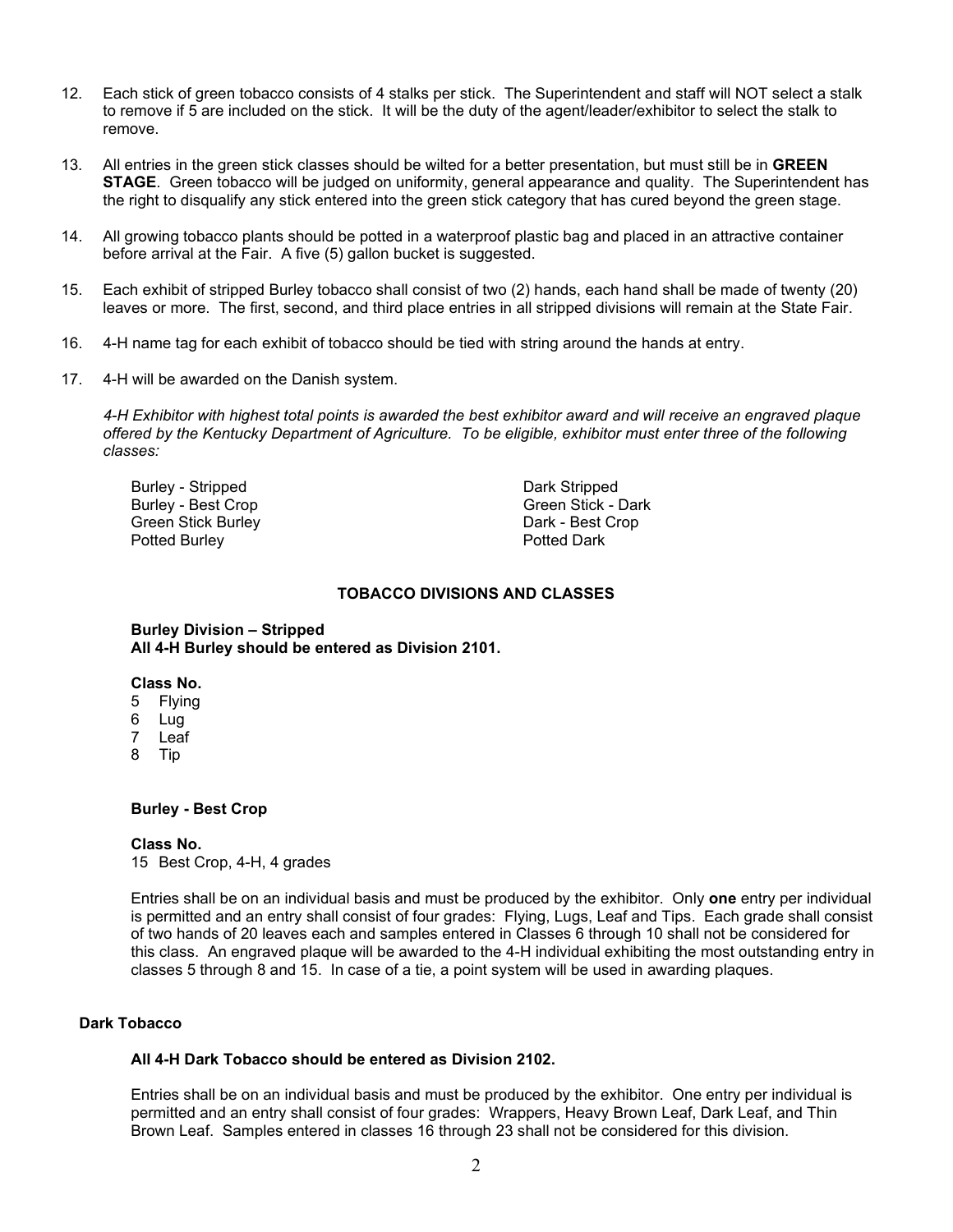12. Each stick of green tobacco consists of 4 stalks per stick. The Superintendent and staff will NOT select a stalk to remove if 5 are included on the stick. It will be the duty of the agent/leader/exhibitor to select the stalk to remove.

13. All entries in the green stick classes should be wilted for a better presentation, but must still be in **GREEN STAGE**. Green tobacco will be judged on uniformity, general appearance and quality. The Superintendent has the right to disqualify any stick entered into the green stick category that has cured beyond the green stage.

14. All growing tobacco plants should be potted in a waterproof plastic bag and placed in an attractive container before arrival at the Fair. A five (5) gallon bucket is suggested.

15. Each exhibit of stripped Burley tobacco shall consist of two (2) hands, each hand shall be made of twenty (20) leaves or more. The first, second, and third place entries in all stripped divisions will remain at the State Fair.

16. 4-H name tag for each exhibit of tobacco should be tied with string around the hands at entry.

17. 4-H will be awarded on the Danish system.

    *4-H Exhibitor with highest total points is awarded the best exhibitor award and will receive an engraved plaque offered by the Kentucky Department of Agriculture. To be eligible, exhibitor must enter three of the following classes:*

    - Burley - Stripped
    - Burley - Best Crop
    - Green Stick Burley
    - Potted Burley
    - Dark Stripped
    - Green Stick - Dark
    - Dark - Best Crop
    - Potted Dark

**TOBACCO DIVISIONS AND CLASSES**

**Burley Division – Stripped**
**All 4-H Burley should be entered as Division 2101.**

**Class No.**
5 Flying
6 Lug
7 Leaf
8 Tip

**Burley - Best Crop**

**Class No.**
15 Best Crop, 4-H, 4 grades

Entries shall be on an individual basis and must be produced by the exhibitor. Only **one** entry per individual is permitted and an entry shall consist of four grades: Flying, Lugs, Leaf and Tips. Each grade shall consist of two hands of 20 leaves each and samples entered in Classes 6 through 10 shall not be considered for this class. An engraved plaque will be awarded to the 4-H individual exhibiting the most outstanding entry in classes 5 through 8 and 15. In case of a tie, a point system will be used in awarding plaques.

**Dark Tobacco**

**All 4-H Dark Tobacco should be entered as Division 2102.**

Entries shall be on an individual basis and must be produced by the exhibitor. One entry per individual is permitted and an entry shall consist of four grades: Wrappers, Heavy Brown Leaf, Dark Leaf, and Thin Brown Leaf. Samples entered in classes 16 through 23 shall not be considered for this division.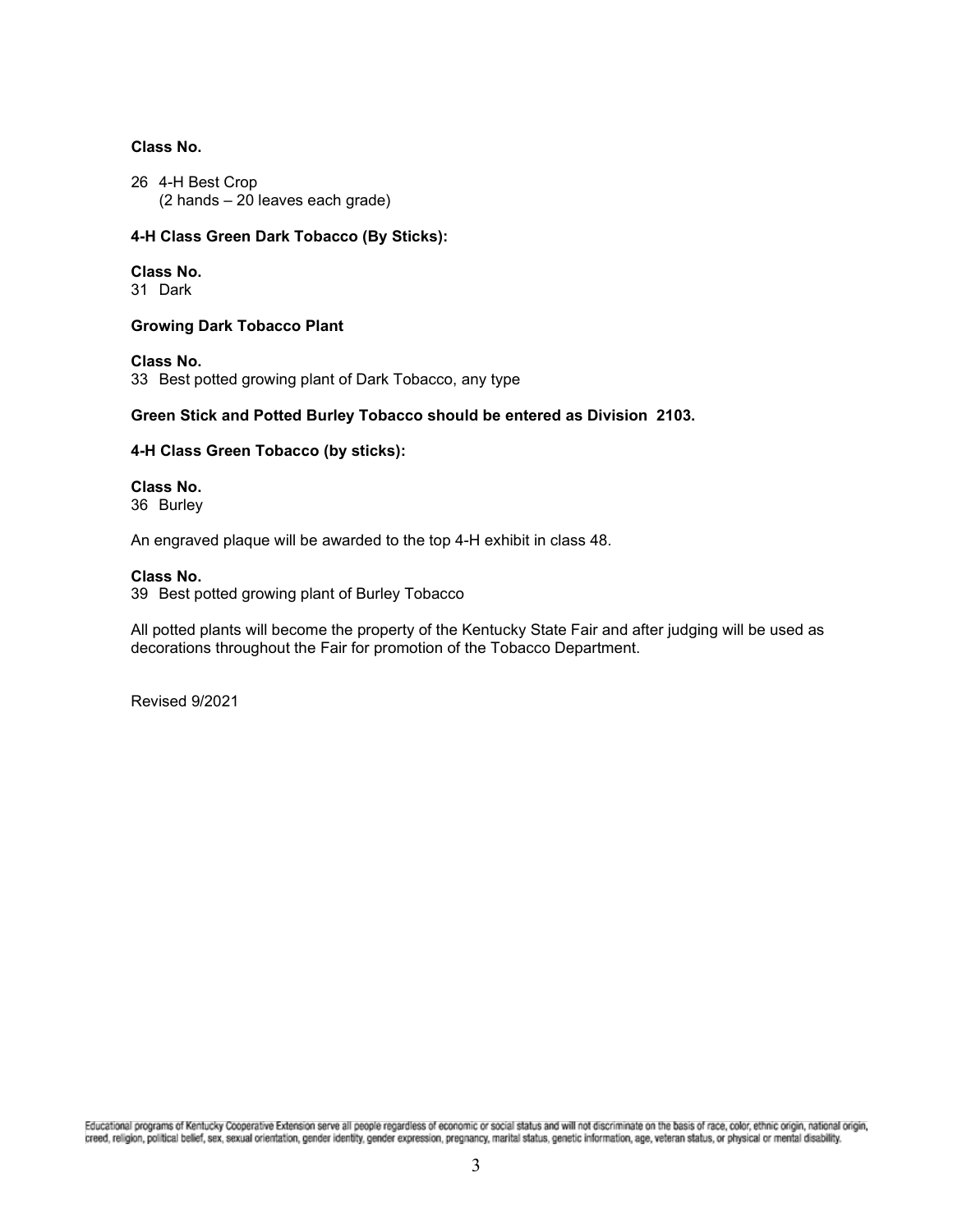**Class No.**

26 4-H Best Crop
(2 hands – 20 leaves each grade)

**4-H Class Green Dark Tobacco (By Sticks):**

**Class No.**
31 Dark

**Growing Dark Tobacco Plant**

**Class No.**
33 Best potted growing plant of Dark Tobacco, any type

**Green Stick and Potted Burley Tobacco should be entered as Division 2103.**

**4-H Class Green Tobacco (by sticks):**

**Class No.**
36 Burley

An engraved plaque will be awarded to the top 4-H exhibit in class 48.

**Class No.**
39 Best potted growing plant of Burley Tobacco

All potted plants will become the property of the Kentucky State Fair and after judging will be used as decorations throughout the Fair for promotion of the Tobacco Department.

Revised 9/2021

Educational programs of Kentucky Cooperative Extension serve all people regardless of economic or social status and will not discriminate on the basis of race, color, ethnic origin, national origin, creed, religion, political belief, sex, sexual orientation, gender identity, gender expression, pregnancy, marital status, genetic information, age, veteran status, or physical or mental disability.